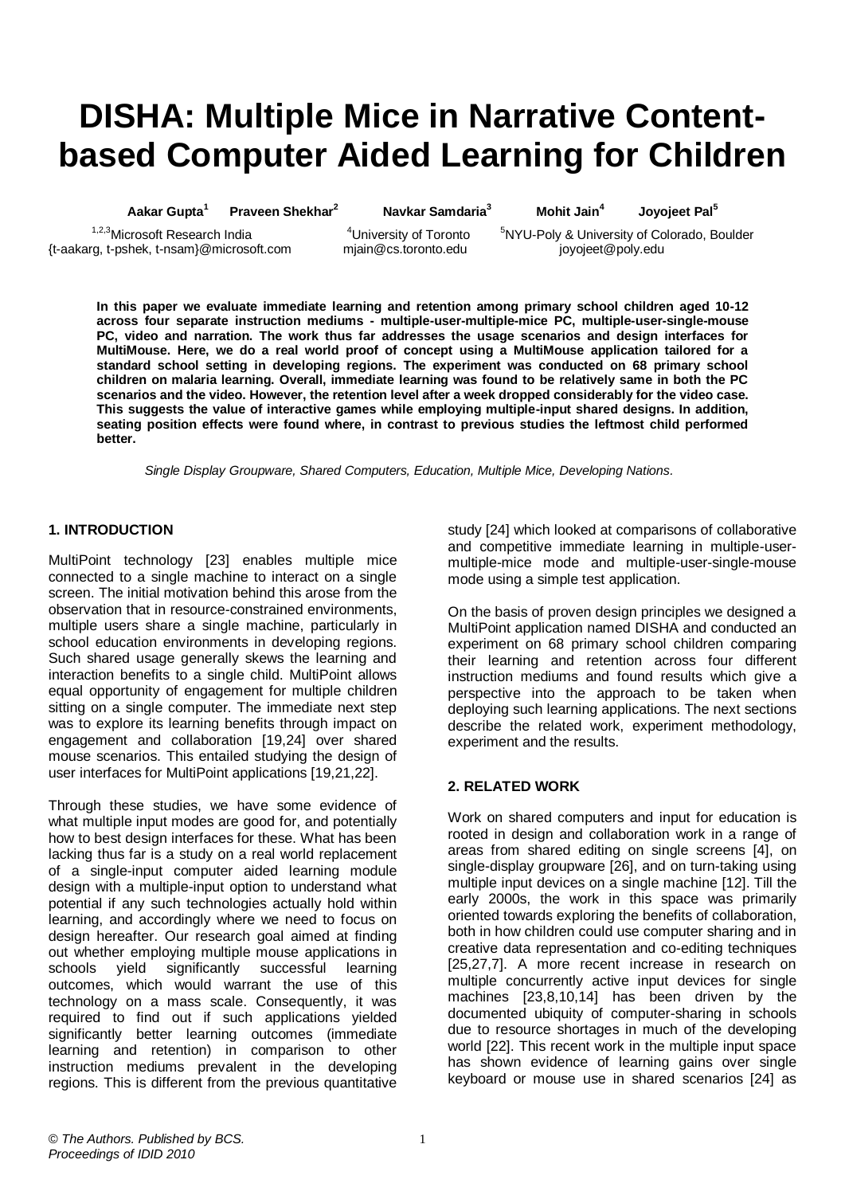# DISHA: Multiple Mice in Narrative Content-based Computer Aided Learning for Children

**Aakar Gupta[1]** **Praveen Shekhar[2]** **Navkar Samdaria[3]** **Mohit Jain[4]** **Joyojeet Pal[5]**

[1,2,3]Microsoft Research India
{t-aakarg, t-pshek, t-nsam}@microsoft.com

[4]University of Toronto
mjain@cs.toronto.edu

[5]NYU-Poly & University of Colorado, Boulder
joyojeet@poly.edu

**In this paper we evaluate immediate learning and retention among primary school children aged 10-12 across four separate instruction mediums - multiple-user-multiple-mice PC, multiple-user-single-mouse PC, video and narration. The work thus far addresses the usage scenarios and design interfaces for MultiMouse. Here, we do a real world proof of concept using a MultiMouse application tailored for a standard school setting in developing regions. The experiment was conducted on 68 primary school children on malaria learning. Overall, immediate learning was found to be relatively same in both the PC scenarios and the video. However, the retention level after a week dropped considerably for the video case. This suggests the value of interactive games while employing multiple-input shared designs. In addition, seating position effects were found where, in contrast to previous studies the leftmost child performed better.**

*Single Display Groupware, Shared Computers, Education, Multiple Mice, Developing Nations.*

## 1. INTRODUCTION

MultiPoint technology [23] enables multiple mice connected to a single machine to interact on a single screen. The initial motivation behind this arose from the observation that in resource-constrained environments, multiple users share a single machine, particularly in school education environments in developing regions. Such shared usage generally skews the learning and interaction benefits to a single child. MultiPoint allows equal opportunity of engagement for multiple children sitting on a single computer. The immediate next step was to explore its learning benefits through impact on engagement and collaboration [19,24] over shared mouse scenarios. This entailed studying the design of user interfaces for MultiPoint applications [19,21,22].

Through these studies, we have some evidence of what multiple input modes are good for, and potentially how to best design interfaces for these. What has been lacking thus far is a study on a real world replacement of a single-input computer aided learning module design with a multiple-input option to understand what potential if any such technologies actually hold within learning, and accordingly where we need to focus on design hereafter. Our research goal aimed at finding out whether employing multiple mouse applications in schools yield significantly successful learning outcomes, which would warrant the use of this technology on a mass scale. Consequently, it was required to find out if such applications yielded significantly better learning outcomes (immediate learning and retention) in comparison to other instruction mediums prevalent in the developing regions. This is different from the previous quantitative study [24] which looked at comparisons of collaborative and competitive immediate learning in multiple-user-multiple-mice mode and multiple-user-single-mouse mode using a simple test application.

On the basis of proven design principles we designed a MultiPoint application named DISHA and conducted an experiment on 68 primary school children comparing their learning and retention across four different instruction mediums and found results which give a perspective into the approach to be taken when deploying such learning applications. The next sections describe the related work, experiment methodology, experiment and the results.

## 2. RELATED WORK

Work on shared computers and input for education is rooted in design and collaboration work in a range of areas from shared editing on single screens [4], on single-display groupware [26], and on turn-taking using multiple input devices on a single machine [12]. Till the early 2000s, the work in this space was primarily oriented towards exploring the benefits of collaboration, both in how children could use computer sharing and in creative data representation and co-editing techniques [25,27,7]. A more recent increase in research on multiple concurrently active input devices for single machines [23,8,10,14] has been driven by the documented ubiquity of computer-sharing in schools due to resource shortages in much of the developing world [22]. This recent work in the multiple input space has shown evidence of learning gains over single keyboard or mouse use in shared scenarios [24] as

*© The Authors. Published by BCS.*
*Proceedings of IDID 2010*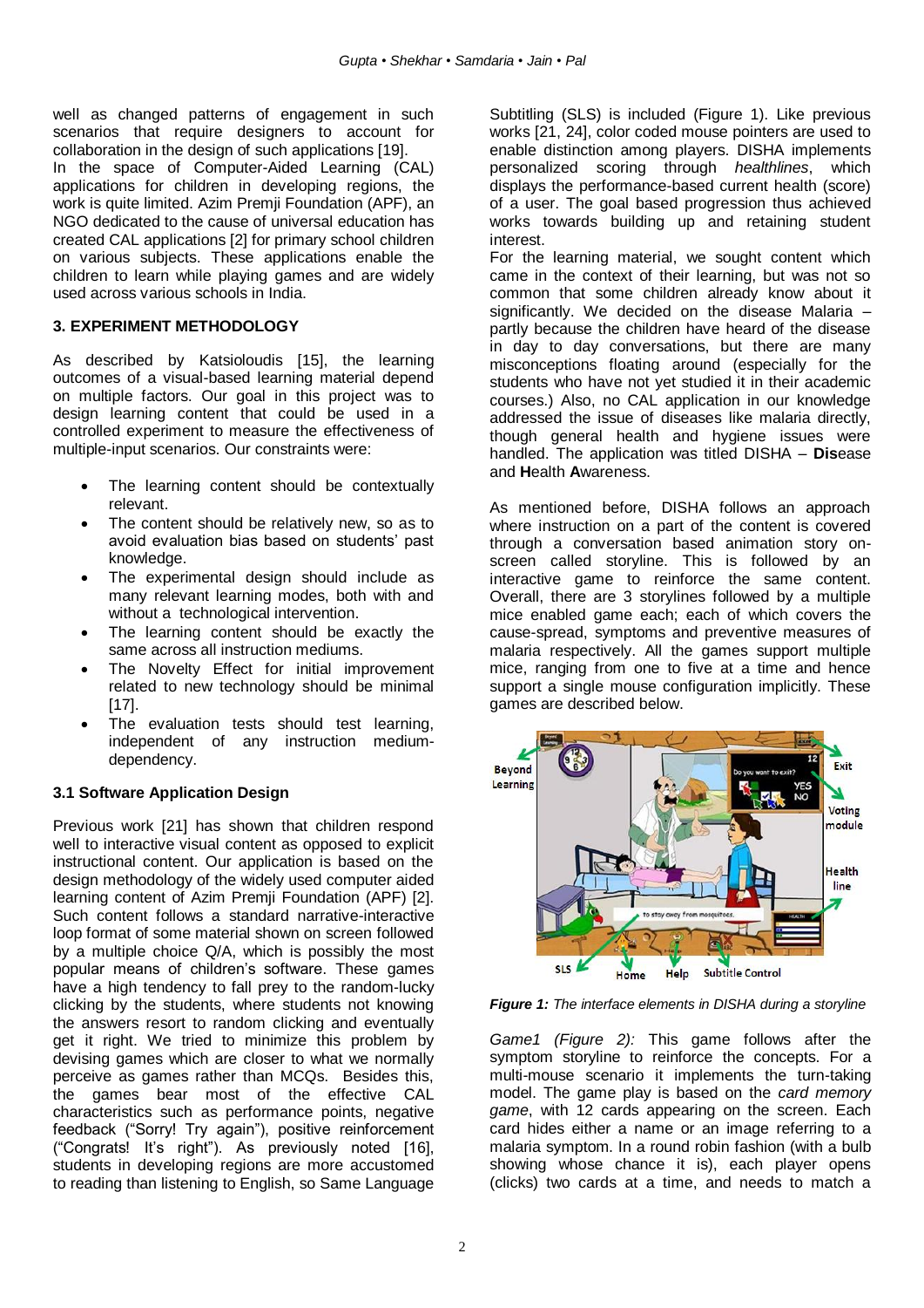well as changed patterns of engagement in such scenarios that require designers to account for collaboration in the design of such applications [19].

In the space of Computer-Aided Learning (CAL) applications for children in developing regions, the work is quite limited. Azim Premji Foundation (APF), an NGO dedicated to the cause of universal education has created CAL applications [2] for primary school children on various subjects. These applications enable the children to learn while playing games and are widely used across various schools in India.

### 3. EXPERIMENT METHODOLOGY

As described by Katsioloudis [15], the learning outcomes of a visual-based learning material depend on multiple factors. Our goal in this project was to design learning content that could be used in a controlled experiment to measure the effectiveness of multiple-input scenarios. Our constraints were:

- The learning content should be contextually relevant.
- The content should be relatively new, so as to avoid evaluation bias based on students' past knowledge.
- The experimental design should include as many relevant learning modes, both with and without a technological intervention.
- The learning content should be exactly the same across all instruction mediums.
- The Novelty Effect for initial improvement related to new technology should be minimal [17].
- The evaluation tests should test learning, independent of any instruction medium-dependency.

### 3.1 Software Application Design

Previous work [21] has shown that children respond well to interactive visual content as opposed to explicit instructional content. Our application is based on the design methodology of the widely used computer aided learning content of Azim Premji Foundation (APF) [2]. Such content follows a standard narrative-interactive loop format of some material shown on screen followed by a multiple choice Q/A, which is possibly the most popular means of children's software. These games have a high tendency to fall prey to the random-lucky clicking by the students, where students not knowing the answers resort to random clicking and eventually get it right. We tried to minimize this problem by devising games which are closer to what we normally perceive as games rather than MCQs. Besides this, the games bear most of the effective CAL characteristics such as performance points, negative feedback ("Sorry! Try again"), positive reinforcement ("Congrats! It's right"). As previously noted [16], students in developing regions are more accustomed to reading than listening to English, so Same Language Subtitling (SLS) is included (Figure 1). Like previous works [21, 24], color coded mouse pointers are used to enable distinction among players. DISHA implements personalized scoring through *healthlines*, which displays the performance-based current health (score) of a user. The goal based progression thus achieved works towards building up and retaining student interest.

For the learning material, we sought content which came in the context of their learning, but was not so common that some children already know about it significantly. We decided on the disease Malaria – partly because the children have heard of the disease in day to day conversations, but there are many misconceptions floating around (especially for the students who have not yet studied it in their academic courses.) Also, no CAL application in our knowledge addressed the issue of diseases like malaria directly, though general health and hygiene issues were handled. The application was titled DISHA – **Dis**ease and **H**ealth **A**wareness.

As mentioned before, DISHA follows an approach where instruction on a part of the content is covered through a conversation based animation story on-screen called storyline. This is followed by an interactive game to reinforce the same content. Overall, there are 3 storylines followed by a multiple mice enabled game each; each of which covers the cause-spread, symptoms and preventive measures of malaria respectively. All the games support multiple mice, ranging from one to five at a time and hence support a single mouse configuration implicitly. These games are described below.

*Figure 1: The interface elements in DISHA during a storyline*

*Game1 (Figure 2):* This game follows after the symptom storyline to reinforce the concepts. For a multi-mouse scenario it implements the turn-taking model. The game play is based on the *card memory game*, with 12 cards appearing on the screen. Each card hides either a name or an image referring to a malaria symptom. In a round robin fashion (with a bulb showing whose chance it is), each player opens (clicks) two cards at a time, and needs to match a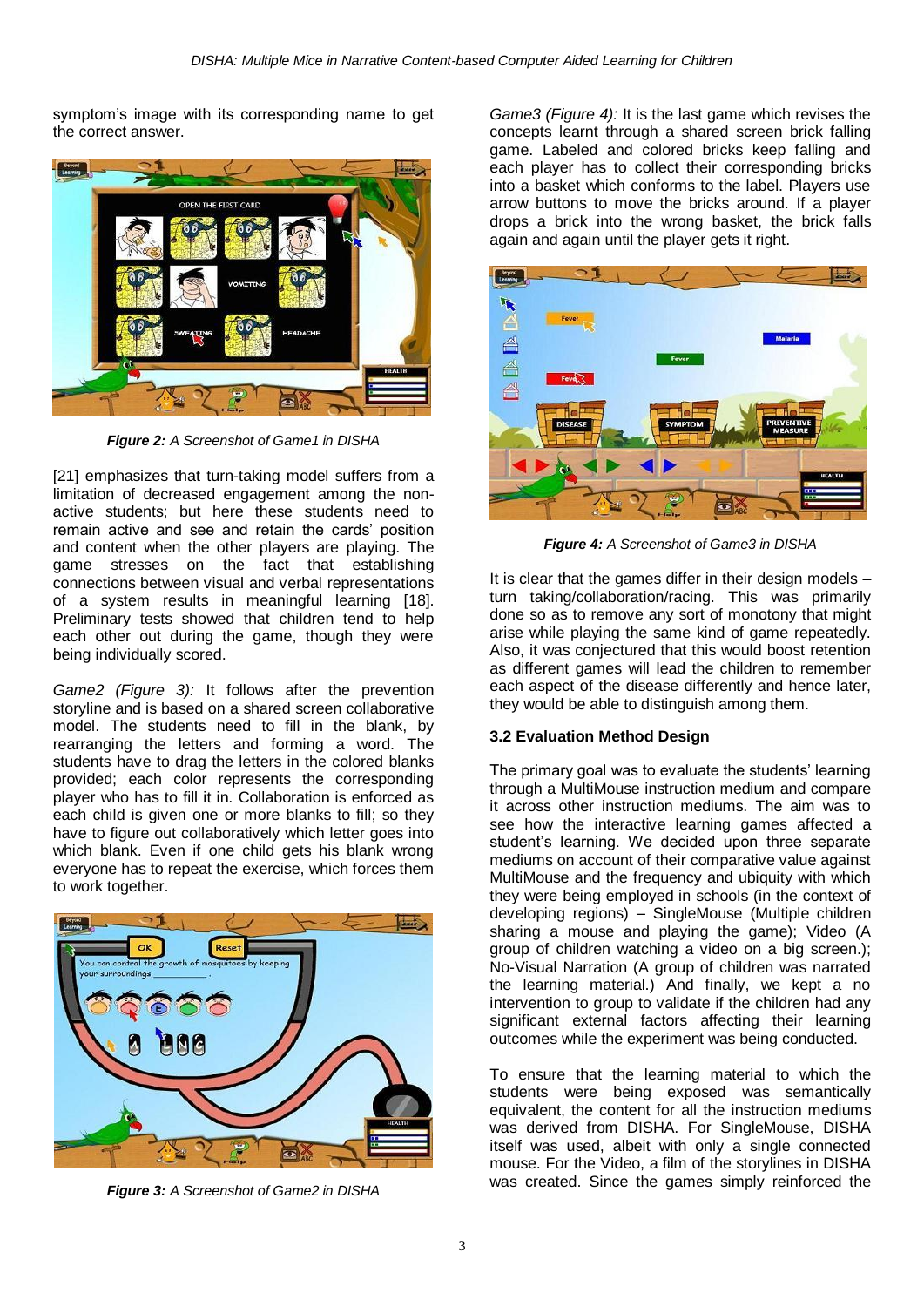symptom's image with its corresponding name to get the correct answer.

***Figure 2:*** *A Screenshot of Game1 in DISHA*

[21] emphasizes that turn-taking model suffers from a limitation of decreased engagement among the non-active students; but here these students need to remain active and see and retain the cards' position and content when the other players are playing. The game stresses on the fact that establishing connections between visual and verbal representations of a system results in meaningful learning [18]. Preliminary tests showed that children tend to help each other out during the game, though they were being individually scored.

*Game2 (Figure 3):* It follows after the prevention storyline and is based on a shared screen collaborative model. The students need to fill in the blank, by rearranging the letters and forming a word. The students have to drag the letters in the colored blanks provided; each color represents the corresponding player who has to fill it in. Collaboration is enforced as each child is given one or more blanks to fill; so they have to figure out collaboratively which letter goes into which blank. Even if one child gets his blank wrong everyone has to repeat the exercise, which forces them to work together.

***Figure 3:*** *A Screenshot of Game2 in DISHA*

*Game3 (Figure 4):* It is the last game which revises the concepts learnt through a shared screen brick falling game. Labeled and colored bricks keep falling and each player has to collect their corresponding bricks into a basket which conforms to the label. Players use arrow buttons to move the bricks around. If a player drops a brick into the wrong basket, the brick falls again and again until the player gets it right.

***Figure 4:*** *A Screenshot of Game3 in DISHA*

It is clear that the games differ in their design models – turn taking/collaboration/racing. This was primarily done so as to remove any sort of monotony that might arise while playing the same kind of game repeatedly. Also, it was conjectured that this would boost retention as different games will lead the children to remember each aspect of the disease differently and hence later, they would be able to distinguish among them.

### 3.2 Evaluation Method Design

The primary goal was to evaluate the students' learning through a MultiMouse instruction medium and compare it across other instruction mediums. The aim was to see how the interactive learning games affected a student's learning. We decided upon three separate mediums on account of their comparative value against MultiMouse and the frequency and ubiquity with which they were being employed in schools (in the context of developing regions) – SingleMouse (Multiple children sharing a mouse and playing the game); Video (A group of children watching a video on a big screen.); No-Visual Narration (A group of children was narrated the learning material.) And finally, we kept a no intervention to group to validate if the children had any significant external factors affecting their learning outcomes while the experiment was being conducted.

To ensure that the learning material to which the students were being exposed was semantically equivalent, the content for all the instruction mediums was derived from DISHA. For SingleMouse, DISHA itself was used, albeit with only a single connected mouse. For the Video, a film of the storylines in DISHA was created. Since the games simply reinforced the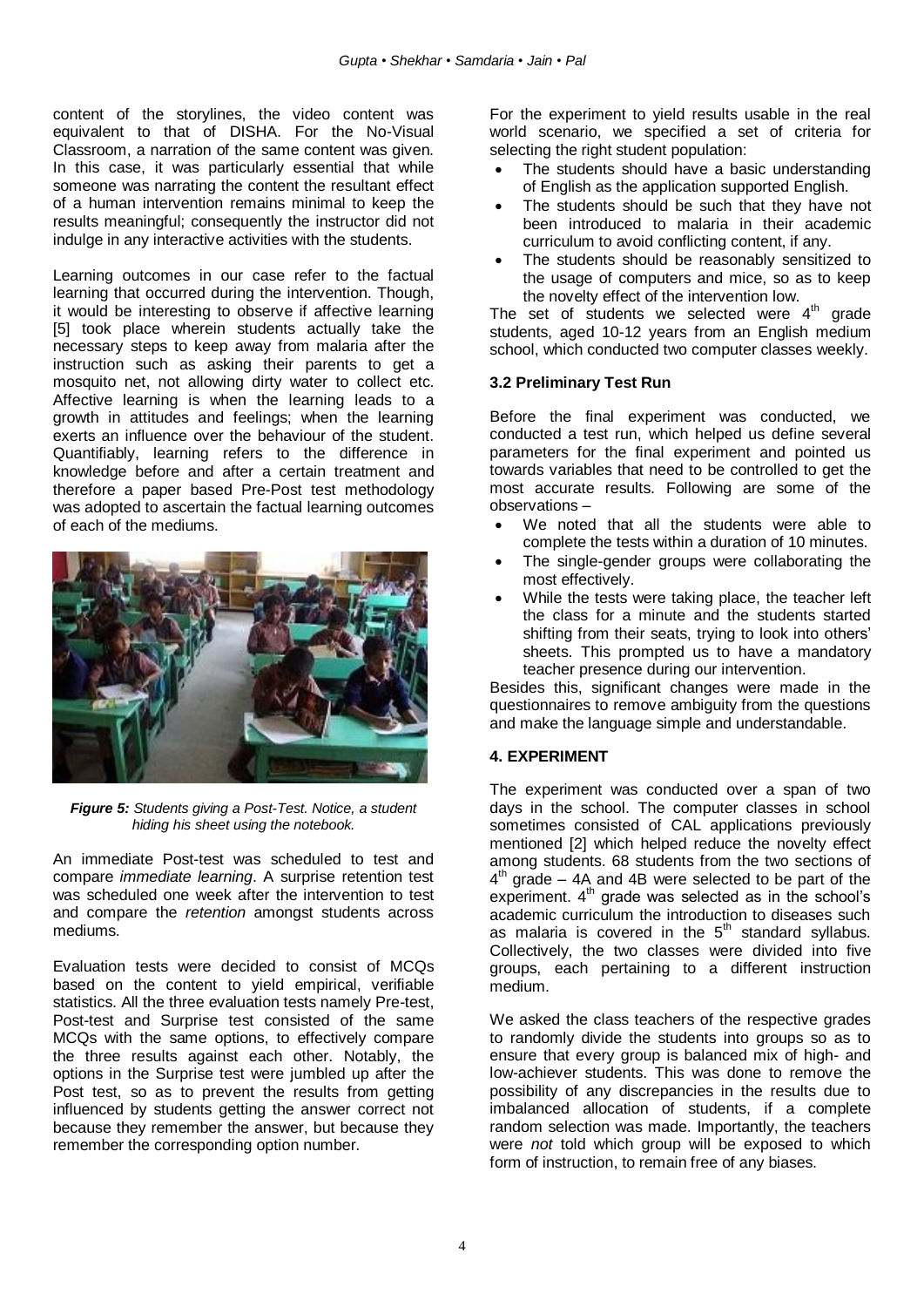content of the storylines, the video content was equivalent to that of DISHA. For the No-Visual Classroom, a narration of the same content was given. In this case, it was particularly essential that while someone was narrating the content the resultant effect of a human intervention remains minimal to keep the results meaningful; consequently the instructor did not indulge in any interactive activities with the students.

Learning outcomes in our case refer to the factual learning that occurred during the intervention. Though, it would be interesting to observe if affective learning [5] took place wherein students actually take the necessary steps to keep away from malaria after the instruction such as asking their parents to get a mosquito net, not allowing dirty water to collect etc. Affective learning is when the learning leads to a growth in attitudes and feelings; when the learning exerts an influence over the behaviour of the student. Quantifiably, learning refers to the difference in knowledge before and after a certain treatment and therefore a paper based Pre-Post test methodology was adopted to ascertain the factual learning outcomes of each of the mediums.

***Figure 5:*** *Students giving a Post-Test. Notice, a student hiding his sheet using the notebook.*

An immediate Post-test was scheduled to test and compare *immediate learning*. A surprise retention test was scheduled one week after the intervention to test and compare the *retention* amongst students across mediums.

Evaluation tests were decided to consist of MCQs based on the content to yield empirical, verifiable statistics. All the three evaluation tests namely Pre-test, Post-test and Surprise test consisted of the same MCQs with the same options, to effectively compare the three results against each other. Notably, the options in the Surprise test were jumbled up after the Post test, so as to prevent the results from getting influenced by students getting the answer correct not because they remember the answer, but because they remember the corresponding option number.

For the experiment to yield results usable in the real world scenario, we specified a set of criteria for selecting the right student population:

- The students should have a basic understanding of English as the application supported English.
- The students should be such that they have not been introduced to malaria in their academic curriculum to avoid conflicting content, if any.
- The students should be reasonably sensitized to the usage of computers and mice, so as to keep the novelty effect of the intervention low.

The set of students we selected were 4th grade students, aged 10-12 years from an English medium school, which conducted two computer classes weekly.

### 3.2 Preliminary Test Run

Before the final experiment was conducted, we conducted a test run, which helped us define several parameters for the final experiment and pointed us towards variables that need to be controlled to get the most accurate results. Following are some of the observations –

- We noted that all the students were able to complete the tests within a duration of 10 minutes.
- The single-gender groups were collaborating the most effectively.
- While the tests were taking place, the teacher left the class for a minute and the students started shifting from their seats, trying to look into others' sheets. This prompted us to have a mandatory teacher presence during our intervention.

Besides this, significant changes were made in the questionnaires to remove ambiguity from the questions and make the language simple and understandable.

## 4. EXPERIMENT

The experiment was conducted over a span of two days in the school. The computer classes in school sometimes consisted of CAL applications previously mentioned [2] which helped reduce the novelty effect among students. 68 students from the two sections of 4th grade – 4A and 4B were selected to be part of the experiment. 4th grade was selected as in the school's academic curriculum the introduction to diseases such as malaria is covered in the 5th standard syllabus. Collectively, the two classes were divided into five groups, each pertaining to a different instruction medium.

We asked the class teachers of the respective grades to randomly divide the students into groups so as to ensure that every group is balanced mix of high- and low-achiever students. This was done to remove the possibility of any discrepancies in the results due to imbalanced allocation of students, if a complete random selection was made. Importantly, the teachers were *not* told which group will be exposed to which form of instruction, to remain free of any biases.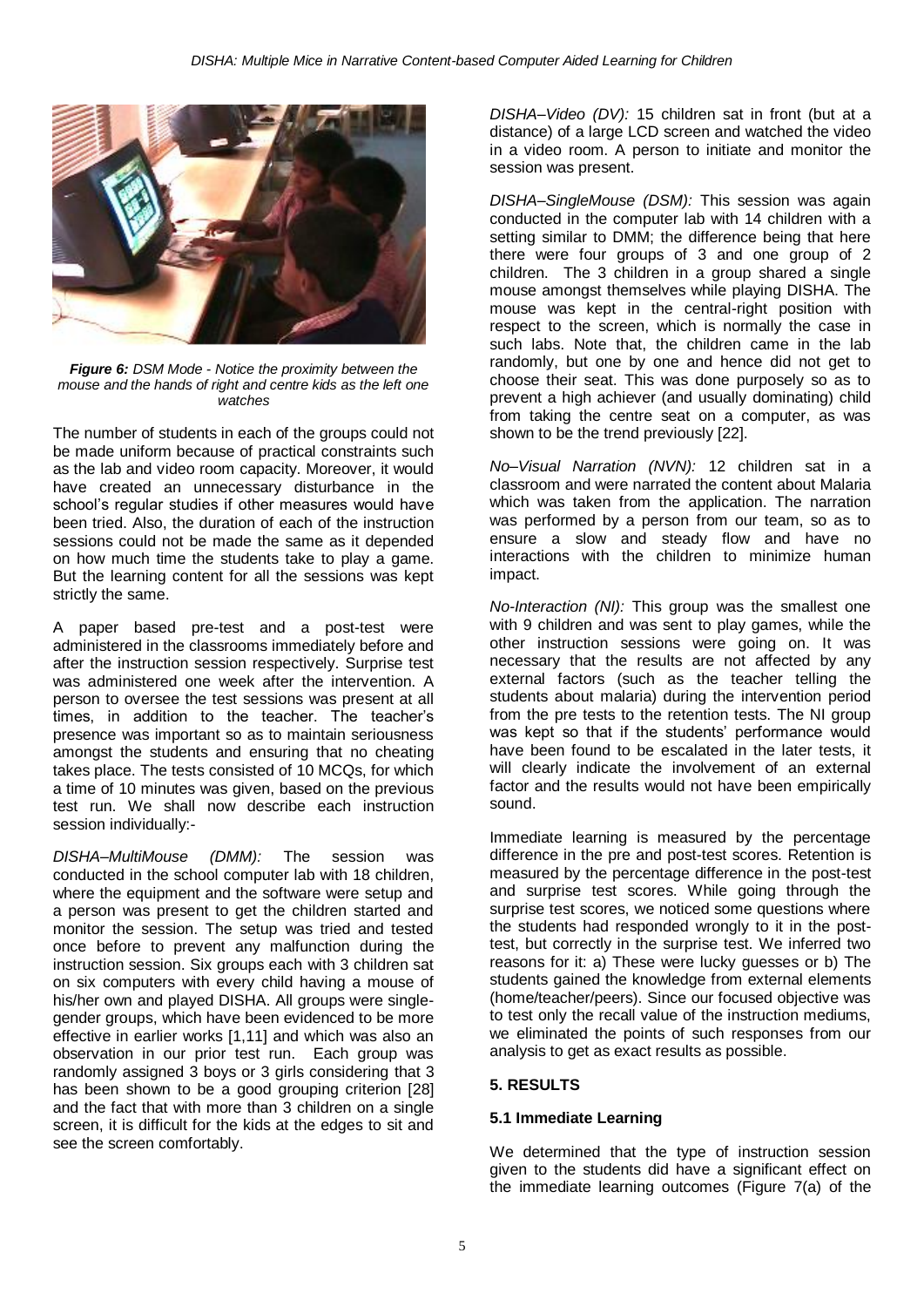*Figure 6: DSM Mode - Notice the proximity between the mouse and the hands of right and centre kids as the left one watches*

The number of students in each of the groups could not be made uniform because of practical constraints such as the lab and video room capacity. Moreover, it would have created an unnecessary disturbance in the school's regular studies if other measures would have been tried. Also, the duration of each of the instruction sessions could not be made the same as it depended on how much time the students take to play a game. But the learning content for all the sessions was kept strictly the same.

A paper based pre-test and a post-test were administered in the classrooms immediately before and after the instruction session respectively. Surprise test was administered one week after the intervention. A person to oversee the test sessions was present at all times, in addition to the teacher. The teacher's presence was important so as to maintain seriousness amongst the students and ensuring that no cheating takes place. The tests consisted of 10 MCQs, for which a time of 10 minutes was given, based on the previous test run. We shall now describe each instruction session individually:-

*DISHA–MultiMouse (DMM):* The session was conducted in the school computer lab with 18 children, where the equipment and the software were setup and a person was present to get the children started and monitor the session. The setup was tried and tested once before to prevent any malfunction during the instruction session. Six groups each with 3 children sat on six computers with every child having a mouse of his/her own and played DISHA. All groups were single-gender groups, which have been evidenced to be more effective in earlier works [1,11] and which was also an observation in our prior test run. Each group was randomly assigned 3 boys or 3 girls considering that 3 has been shown to be a good grouping criterion [28] and the fact that with more than 3 children on a single screen, it is difficult for the kids at the edges to sit and see the screen comfortably.

*DISHA–Video (DV):* 15 children sat in front (but at a distance) of a large LCD screen and watched the video in a video room. A person to initiate and monitor the session was present.

*DISHA–SingleMouse (DSM):* This session was again conducted in the computer lab with 14 children with a setting similar to DMM; the difference being that here there were four groups of 3 and one group of 2 children. The 3 children in a group shared a single mouse amongst themselves while playing DISHA. The mouse was kept in the central-right position with respect to the screen, which is normally the case in such labs. Note that, the children came in the lab randomly, but one by one and hence did not get to choose their seat. This was done purposely so as to prevent a high achiever (and usually dominating) child from taking the centre seat on a computer, as was shown to be the trend previously [22].

*No–Visual Narration (NVN):* 12 children sat in a classroom and were narrated the content about Malaria which was taken from the application. The narration was performed by a person from our team, so as to ensure a slow and steady flow and have no interactions with the children to minimize human impact.

*No-Interaction (NI):* This group was the smallest one with 9 children and was sent to play games, while the other instruction sessions were going on. It was necessary that the results are not affected by any external factors (such as the teacher telling the students about malaria) during the intervention period from the pre tests to the retention tests. The NI group was kept so that if the students' performance would have been found to be escalated in the later tests, it will clearly indicate the involvement of an external factor and the results would not have been empirically sound.

Immediate learning is measured by the percentage difference in the pre and post-test scores. Retention is measured by the percentage difference in the post-test and surprise test scores. While going through the surprise test scores, we noticed some questions where the students had responded wrongly to it in the post-test, but correctly in the surprise test. We inferred two reasons for it: a) These were lucky guesses or b) The students gained the knowledge from external elements (home/teacher/peers). Since our focused objective was to test only the recall value of the instruction mediums, we eliminated the points of such responses from our analysis to get as exact results as possible.

## 5. RESULTS

### 5.1 Immediate Learning

We determined that the type of instruction session given to the students did have a significant effect on the immediate learning outcomes (Figure 7(a) of the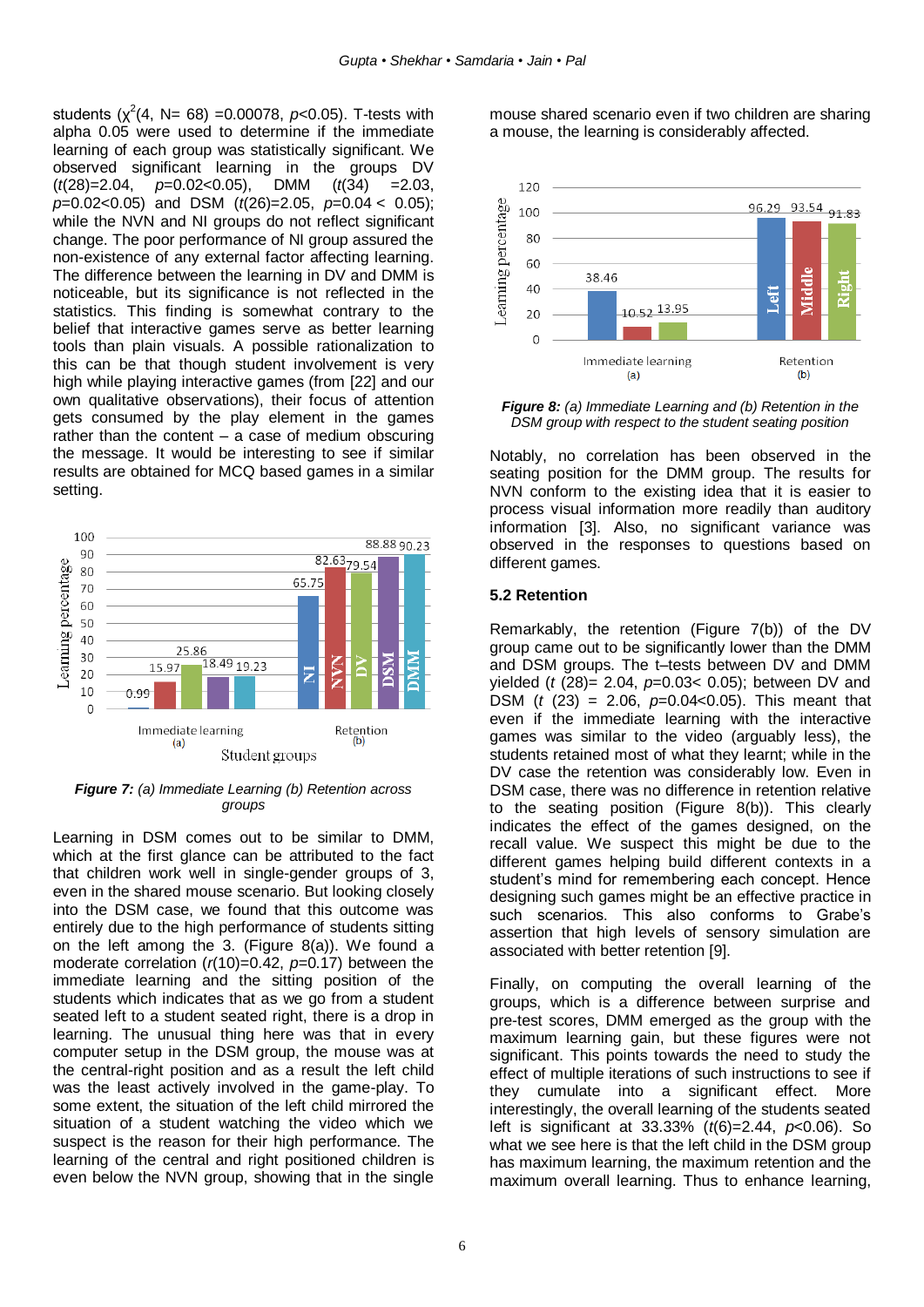students ($\chi^2$(4, N= 68) =0.00078, $p$<0.05). T-tests with alpha 0.05 were used to determine if the immediate learning of each group was statistically significant. We observed significant learning in the groups DV ($t$(28)=2.04, $p$=0.02<0.05), DMM ($t$(34) =2.03, $p$=0.02<0.05) and DSM ($t$(26)=2.05, $p$=0.04 < 0.05); while the NVN and NI groups do not reflect significant change. The poor performance of NI group assured the non-existence of any external factor affecting learning. The difference between the learning in DV and DMM is noticeable, but its significance is not reflected in the statistics. This finding is somewhat contrary to the belief that interactive games serve as better learning tools than plain visuals. A possible rationalization to this can be that though student involvement is very high while playing interactive games (from [22] and our own qualitative observations), their focus of attention gets consumed by the play element in the games rather than the content – a case of medium obscuring the message. It would be interesting to see if similar results are obtained for MCQ based games in a similar setting.

***Figure 7:*** *(a) Immediate Learning (b) Retention across groups*

Learning in DSM comes out to be similar to DMM, which at the first glance can be attributed to the fact that children work well in single-gender groups of 3, even in the shared mouse scenario. But looking closely into the DSM case, we found that this outcome was entirely due to the high performance of students sitting on the left among the 3. (Figure 8(a)). We found a moderate correlation ($r$(10)=0.42, $p$=0.17) between the immediate learning and the sitting position of the students which indicates that as we go from a student seated left to a student seated right, there is a drop in learning. The unusual thing here was that in every computer setup in the DSM group, the mouse was at the central-right position and as a result the left child was the least actively involved in the game-play. To some extent, the situation of the left child mirrored the situation of a student watching the video which we suspect is the reason for their high performance. The learning of the central and right positioned children is even below the NVN group, showing that in the single mouse shared scenario even if two children are sharing a mouse, the learning is considerably affected.

***Figure 8:*** *(a) Immediate Learning and (b) Retention in the DSM group with respect to the student seating position*

Notably, no correlation has been observed in the seating position for the DMM group. The results for NVN conform to the existing idea that it is easier to process visual information more readily than auditory information [3]. Also, no significant variance was observed in the responses to questions based on different games.

### 5.2 Retention

Remarkably, the retention (Figure 7(b)) of the DV group came out to be significantly lower than the DMM and DSM groups. The t–tests between DV and DMM yielded ($t$ (28)= 2.04, $p$=0.03< 0.05); between DV and DSM ($t$ (23) = 2.06, $p$=0.04<0.05). This meant that even if the immediate learning with the interactive games was similar to the video (arguably less), the students retained most of what they learnt; while in the DV case the retention was considerably low. Even in DSM case, there was no difference in retention relative to the seating position (Figure 8(b)). This clearly indicates the effect of the games designed, on the recall value. We suspect this might be due to the different games helping build different contexts in a student's mind for remembering each concept. Hence designing such games might be an effective practice in such scenarios. This also conforms to Grabe's assertion that high levels of sensory simulation are associated with better retention [9].

Finally, on computing the overall learning of the groups, which is a difference between surprise and pre-test scores, DMM emerged as the group with the maximum learning gain, but these figures were not significant. This points towards the need to study the effect of multiple iterations of such instructions to see if they cumulate into a significant effect. More interestingly, the overall learning of the students seated left is significant at 33.33% ($t$(6)=2.44, $p$<0.06). So what we see here is that the left child in the DSM group has maximum learning, the maximum retention and the maximum overall learning. Thus to enhance learning,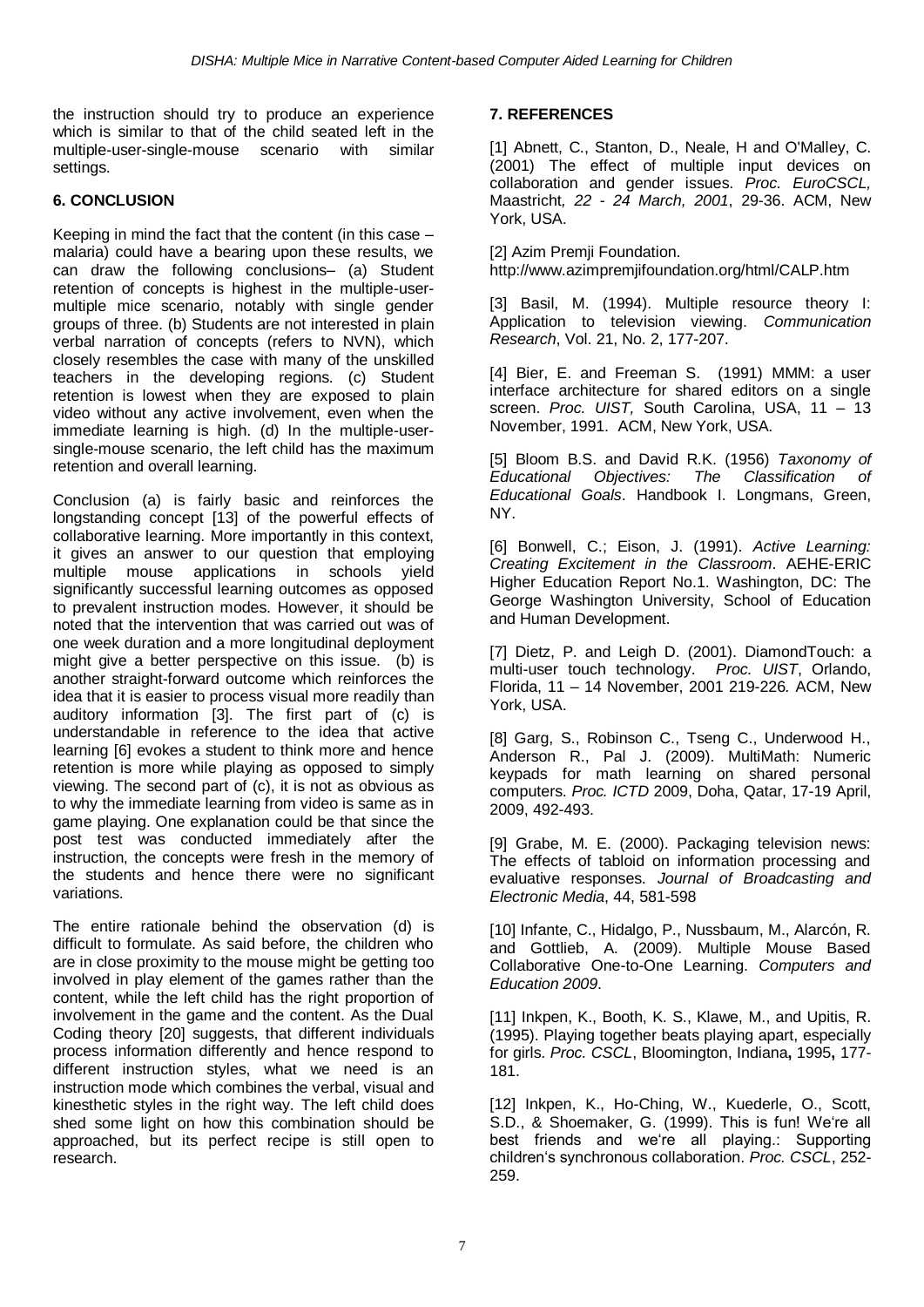the instruction should try to produce an experience which is similar to that of the child seated left in the multiple-user-single-mouse scenario with similar settings.

## 6. CONCLUSION

Keeping in mind the fact that the content (in this case – malaria) could have a bearing upon these results, we can draw the following conclusions– (a) Student retention of concepts is highest in the multiple-user-multiple mice scenario, notably with single gender groups of three. (b) Students are not interested in plain verbal narration of concepts (refers to NVN), which closely resembles the case with many of the unskilled teachers in the developing regions. (c) Student retention is lowest when they are exposed to plain video without any active involvement, even when the immediate learning is high. (d) In the multiple-user-single-mouse scenario, the left child has the maximum retention and overall learning.

Conclusion (a) is fairly basic and reinforces the longstanding concept [13] of the powerful effects of collaborative learning. More importantly in this context, it gives an answer to our question that employing multiple mouse applications in schools yield significantly successful learning outcomes as opposed to prevalent instruction modes. However, it should be noted that the intervention that was carried out was of one week duration and a more longitudinal deployment might give a better perspective on this issue. (b) is another straight-forward outcome which reinforces the idea that it is easier to process visual more readily than auditory information [3]. The first part of (c) is understandable in reference to the idea that active learning [6] evokes a student to think more and hence retention is more while playing as opposed to simply viewing. The second part of (c), it is not as obvious as to why the immediate learning from video is same as in game playing. One explanation could be that since the post test was conducted immediately after the instruction, the concepts were fresh in the memory of the students and hence there were no significant variations.

The entire rationale behind the observation (d) is difficult to formulate. As said before, the children who are in close proximity to the mouse might be getting too involved in play element of the games rather than the content, while the left child has the right proportion of involvement in the game and the content. As the Dual Coding theory [20] suggests, that different individuals process information differently and hence respond to different instruction styles, what we need is an instruction mode which combines the verbal, visual and kinesthetic styles in the right way. The left child does shed some light on how this combination should be approached, but its perfect recipe is still open to research.

## 7. REFERENCES

[1] Abnett, C., Stanton, D., Neale, H and O'Malley, C. (2001) The effect of multiple input devices on collaboration and gender issues. *Proc. EuroCSCL,* Maastricht*, 22 - 24 March, 2001*, 29-36. ACM, New York, USA.

[2] Azim Premji Foundation. http://www.azimpremjifoundation.org/html/CALP.htm

[3] Basil, M. (1994). Multiple resource theory I: Application to television viewing. *Communication Research*, Vol. 21, No. 2, 177-207.

[4] Bier, E. and Freeman S. (1991) MMM: a user interface architecture for shared editors on a single screen. *Proc. UIST,* South Carolina, USA, 11 – 13 November, 1991. ACM, New York, USA.

[5] Bloom B.S. and David R.K. (1956) *Taxonomy of Educational Objectives: The Classification of Educational Goals*. Handbook I. Longmans, Green, NY.

[6] Bonwell, C.; Eison, J. (1991). *Active Learning: Creating Excitement in the Classroom*. AEHE-ERIC Higher Education Report No.1. Washington, DC: The George Washington University, School of Education and Human Development.

[7] Dietz, P. and Leigh D. (2001). DiamondTouch: a multi-user touch technology. *Proc. UIST*, Orlando, Florida, 11 – 14 November, 2001 219-226. ACM, New York, USA.

[8] Garg, S., Robinson C., Tseng C., Underwood H., Anderson R., Pal J. (2009). MultiMath: Numeric keypads for math learning on shared personal computers. *Proc. ICTD* 2009, Doha, Qatar, 17-19 April, 2009, 492-493.

[9] Grabe, M. E. (2000). Packaging television news: The effects of tabloid on information processing and evaluative responses. *Journal of Broadcasting and Electronic Media*, 44, 581-598

[10] Infante, C., Hidalgo, P., Nussbaum, M., Alarcón, R. and Gottlieb, A. (2009). Multiple Mouse Based Collaborative One-to-One Learning. *Computers and Education 2009*.

[11] Inkpen, K., Booth, K. S., Klawe, M., and Upitis, R. (1995). Playing together beats playing apart, especially for girls. *Proc. CSCL*, Bloomington, Indiana**,** 1995**,** 177-181.

[12] Inkpen, K., Ho-Ching, W., Kuederle, O., Scott, S.D., & Shoemaker, G. (1999). This is fun! We're all best friends and we're all playing.: Supporting children's synchronous collaboration. *Proc. CSCL*, 252-259.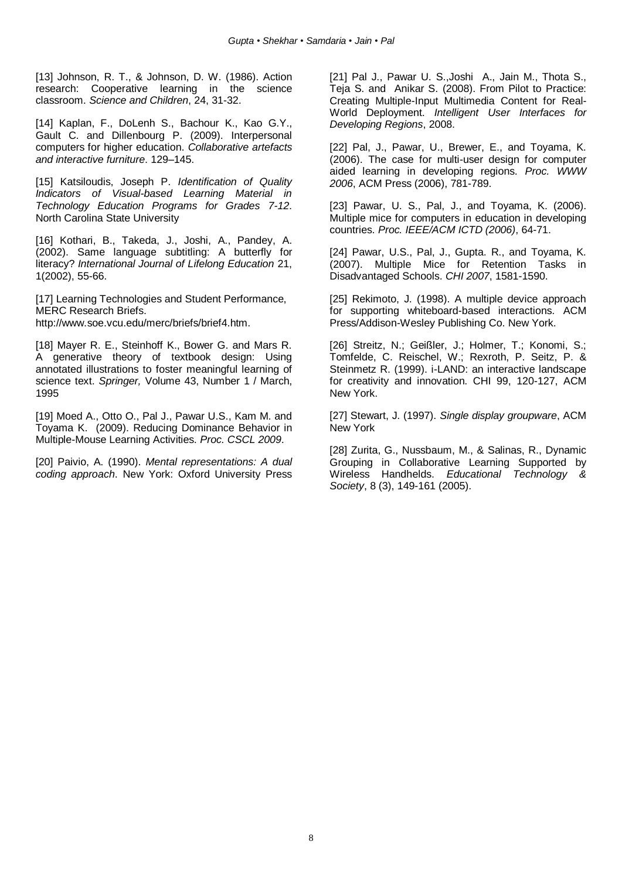[13] Johnson, R. T., & Johnson, D. W. (1986). Action research: Cooperative learning in the science classroom. *Science and Children*, 24, 31-32.

[14] Kaplan, F., DoLenh S., Bachour K., Kao G.Y., Gault C. and Dillenbourg P. (2009). Interpersonal computers for higher education. *Collaborative artefacts and interactive furniture*. 129–145.

[15] Katsiloudis, Joseph P. *Identification of Quality Indicators of Visual-based Learning Material in Technology Education Programs for Grades 7-12*. North Carolina State University

[16] Kothari, B., Takeda, J., Joshi, A., Pandey, A. (2002). Same language subtitling: A butterfly for literacy? *International Journal of Lifelong Education* 21, 1(2002), 55-66.

[17] Learning Technologies and Student Performance, MERC Research Briefs. http://www.soe.vcu.edu/merc/briefs/brief4.htm.

[18] Mayer R. E., Steinhoff K., Bower G. and Mars R. A generative theory of textbook design: Using annotated illustrations to foster meaningful learning of science text. *Springer,* Volume 43, Number 1 / March, 1995

[19] Moed A., Otto O., Pal J., Pawar U.S., Kam M. and Toyama K. (2009). Reducing Dominance Behavior in Multiple-Mouse Learning Activities. *Proc. CSCL 2009*.

[20] Paivio, A. (1990). *Mental representations: A dual coding approach*. New York: Oxford University Press

[21] Pal J., Pawar U. S.,Joshi A., Jain M., Thota S., Teja S. and Anikar S. (2008). From Pilot to Practice: Creating Multiple-Input Multimedia Content for Real-World Deployment. *Intelligent User Interfaces for Developing Regions*, 2008.

[22] Pal, J., Pawar, U., Brewer, E., and Toyama, K. (2006). The case for multi-user design for computer aided learning in developing regions. *Proc. WWW 2006*, ACM Press (2006), 781-789.

[23] Pawar, U. S., Pal, J., and Toyama, K. (2006). Multiple mice for computers in education in developing countries. *Proc. IEEE/ACM ICTD (2006)*, 64-71.

[24] Pawar, U.S., Pal, J., Gupta. R., and Toyama, K. (2007). Multiple Mice for Retention Tasks in Disadvantaged Schools. *CHI 2007*, 1581-1590.

[25] Rekimoto, J. (1998). A multiple device approach for supporting whiteboard-based interactions. ACM Press/Addison-Wesley Publishing Co. New York.

[26] Streitz, N.; Geißler, J.; Holmer, T.; Konomi, S.; Tomfelde, C. Reischel, W.; Rexroth, P. Seitz, P. & Steinmetz R. (1999). i-LAND: an interactive landscape for creativity and innovation. CHI 99, 120-127, ACM New York.

[27] Stewart, J. (1997). *Single display groupware*, ACM New York

[28] Zurita, G., Nussbaum, M., & Salinas, R., Dynamic Grouping in Collaborative Learning Supported by Wireless Handhelds. *Educational Technology & Society*, 8 (3), 149-161 (2005).